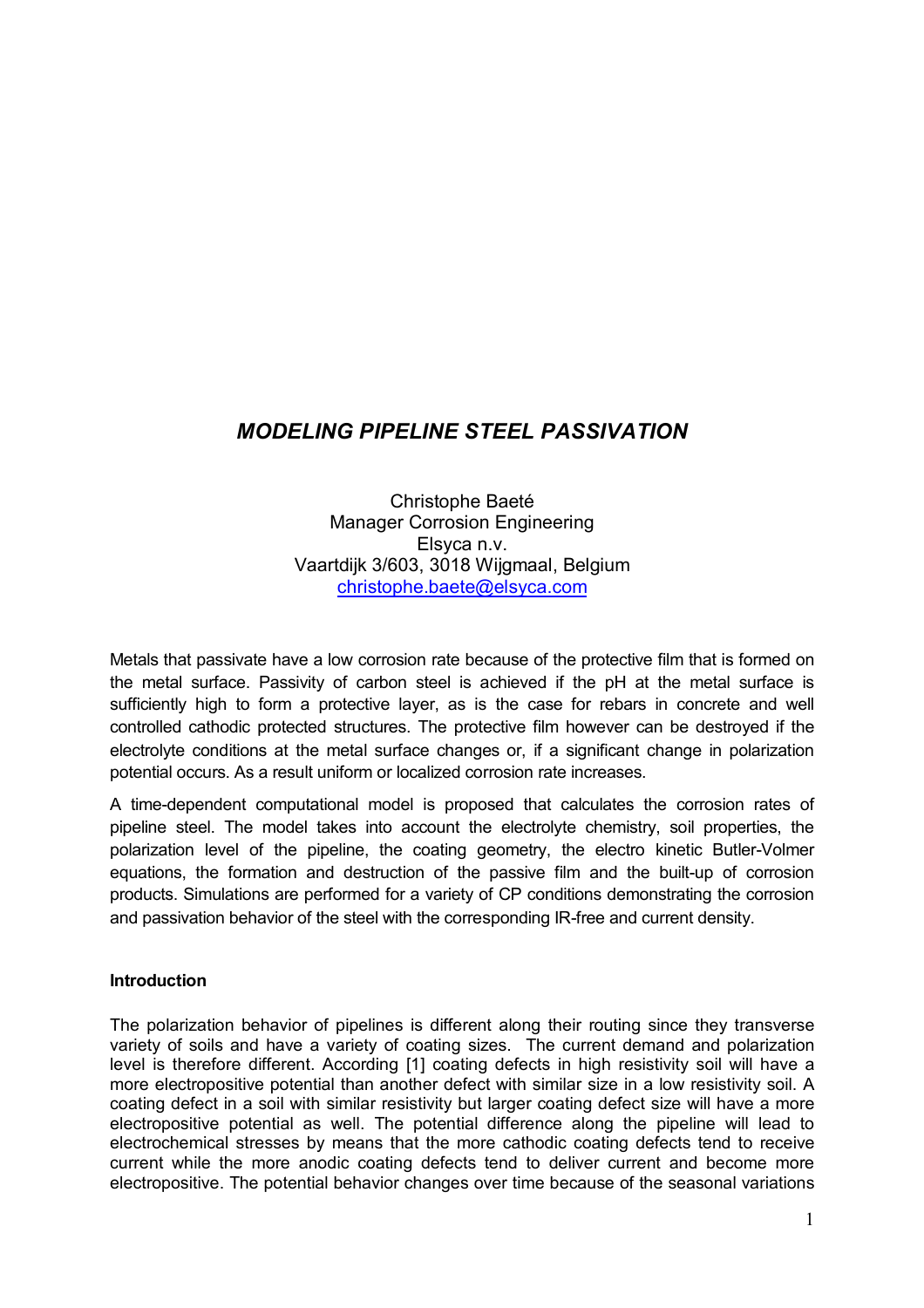# *MODELING PIPELINE STEEL PASSIVATION*

Christophe Baeté
Manager Corrosion Engineering
Elsyca n.v.
Vaartdijk 3/603, 3018 Wijgmaal, Belgium
christophe.baete@elsyca.com

Metals that passivate have a low corrosion rate because of the protective film that is formed on the metal surface. Passivity of carbon steel is achieved if the pH at the metal surface is sufficiently high to form a protective layer, as is the case for rebars in concrete and well controlled cathodic protected structures. The protective film however can be destroyed if the electrolyte conditions at the metal surface changes or, if a significant change in polarization potential occurs. As a result uniform or localized corrosion rate increases.

A time-dependent computational model is proposed that calculates the corrosion rates of pipeline steel. The model takes into account the electrolyte chemistry, soil properties, the polarization level of the pipeline, the coating geometry, the electro kinetic Butler-Volmer equations, the formation and destruction of the passive film and the built-up of corrosion products. Simulations are performed for a variety of CP conditions demonstrating the corrosion and passivation behavior of the steel with the corresponding IR-free and current density.

**Introduction**

The polarization behavior of pipelines is different along their routing since they transverse variety of soils and have a variety of coating sizes. The current demand and polarization level is therefore different. According [1] coating defects in high resistivity soil will have a more electropositive potential than another defect with similar size in a low resistivity soil. A coating defect in a soil with similar resistivity but larger coating defect size will have a more electropositive potential as well. The potential difference along the pipeline will lead to electrochemical stresses by means that the more cathodic coating defects tend to receive current while the more anodic coating defects tend to deliver current and become more electropositive. The potential behavior changes over time because of the seasonal variations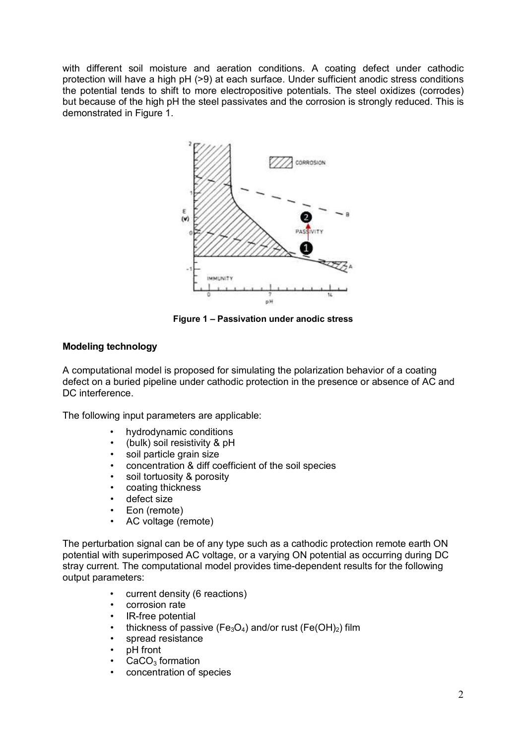with different soil moisture and aeration conditions. A coating defect under cathodic protection will have a high pH (>9) at each surface. Under sufficient anodic stress conditions the potential tends to shift to more electropositive potentials. The steel oxidizes (corrodes) but because of the high pH the steel passivates and the corrosion is strongly reduced. This is demonstrated in Figure 1.

CORROSION

E (V)

2

1

0

-1

PASSIVITY

IMMUNITY

B

A

0

7

14

pH

**Figure 1 – Passivation under anodic stress**

**Modeling technology**

A computational model is proposed for simulating the polarization behavior of a coating defect on a buried pipeline under cathodic protection in the presence or absence of AC and DC interference.

The following input parameters are applicable:

- hydrodynamic conditions
- (bulk) soil resistivity & pH
- soil particle grain size
- concentration & diff coefficient of the soil species
- soil tortuosity & porosity
- coating thickness
- defect size
- Eon (remote)
- AC voltage (remote)

The perturbation signal can be of any type such as a cathodic protection remote earth ON potential with superimposed AC voltage, or a varying ON potential as occurring during DC stray current. The computational model provides time-dependent results for the following output parameters:

- current density (6 reactions)
- corrosion rate
- IR-free potential
- thickness of passive ($Fe_3O_4$) and/or rust ($Fe(OH)_2$) film
- spread resistance
- pH front
- $CaCO_3$ formation
- concentration of species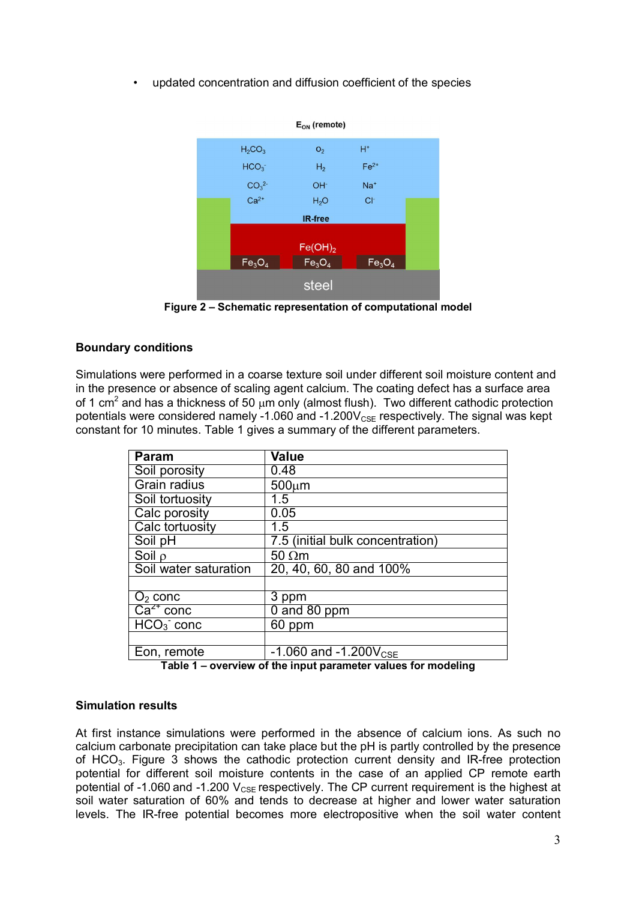- updated concentration and diffusion coefficient of the species

$E_{ON}$ (remote)

$H_2CO_3$ $O_2$ $H^+$

$HCO_3^-$ $H_2$ $Fe^{2+}$

$CO_3^{2-}$ $OH^-$ $Na^+$

$Ca^{2+}$ $H_2O$ $Cl^-$

IR-free

$Fe(OH)_2$

$Fe_3O_4$ $Fe_3O_4$ $Fe_3O_4$

steel

**Figure 2 – Schematic representation of computational model**

**Boundary conditions**

Simulations were performed in a coarse texture soil under different soil moisture content and in the presence or absence of scaling agent calcium. The coating defect has a surface area of 1 $cm^2$ and has a thickness of 50 $\mu$m only (almost flush). Two different cathodic protection potentials were considered namely -1.060 and -1.200$V_{CSE}$ respectively. The signal was kept constant for 10 minutes. Table 1 gives a summary of the different parameters.

| Param | Value |
|---|---|
| Soil porosity | 0.48 |
| Grain radius | 500$\mu$m |
| Soil tortuosity | 1.5 |
| Calc porosity | 0.05 |
| Calc tortuosity | 1.5 |
| Soil pH | 7.5 (initial bulk concentration) |
| Soil $\rho$ | 50 $\Omega$m |
| Soil water saturation | 20, 40, 60, 80 and 100% |
| | |
| $O_2$ conc | 3 ppm |
| $Ca^{2+}$ conc | 0 and 80 ppm |
| $HCO_3^-$ conc | 60 ppm |
| | |
| Eon, remote | -1.060 and -1.200$V_{CSE}$ |

**Table 1 – overview of the input parameter values for modeling**

**Simulation results**

At first instance simulations were performed in the absence of calcium ions. As such no calcium carbonate precipitation can take place but the pH is partly controlled by the presence of $HCO_3$. Figure 3 shows the cathodic protection current density and IR-free protection potential for different soil moisture contents in the case of an applied CP remote earth potential of -1.060 and -1.200 $V_{CSE}$ respectively. The CP current requirement is the highest at soil water saturation of 60% and tends to decrease at higher and lower water saturation levels. The IR-free potential becomes more electropositive when the soil water content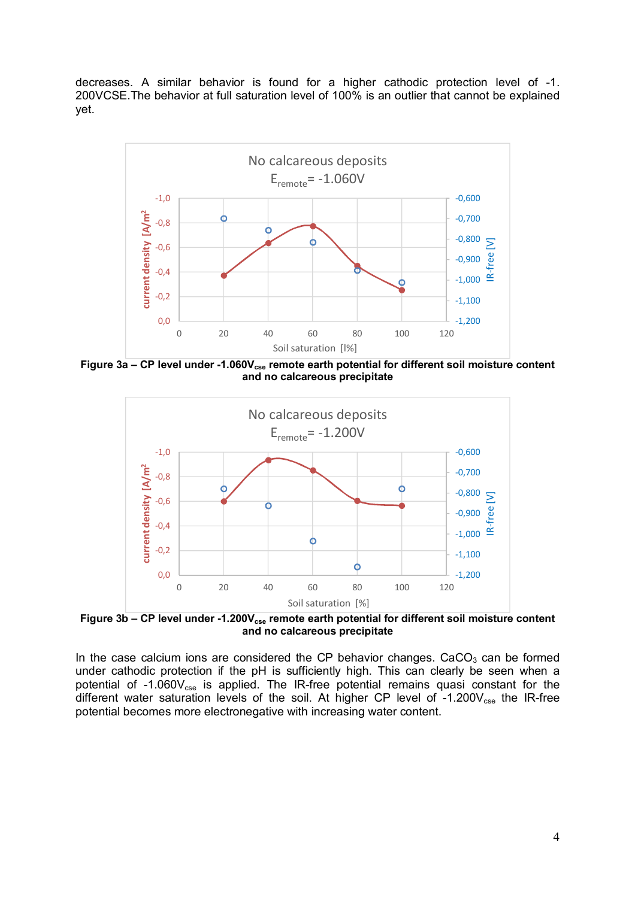decreases. A similar behavior is found for a higher cathodic protection level of -1. 200VCSE.The behavior at full saturation level of 100% is an outlier that cannot be explained yet.

No calcareous deposits

$E_{remote}$= -1.060V

current density [A/m²]

-1,0
-0,8
-0,6
-0,4
-0,2
0,0

IR-free [V]

-0,600
-0,700
-0,800
-0,900
-1,000
-1,100
-1,200

0 20 40 60 80 100 120

Soil saturation [l%]

**Figure 3a – CP level under -1.060V$_{cse}$ remote earth potential for different soil moisture content and no calcareous precipitate**

No calcareous deposits

$E_{remote}$= -1.200V

current density [A/m²]

-1,0
-0,8
-0,6
-0,4
-0,2
0,0

IR-free [V]

-0,600
-0,700
-0,800
-0,900
-1,000
-1,100
-1,200

0 20 40 60 80 100 120

Soil saturation [%]

**Figure 3b – CP level under -1.200V$_{cse}$ remote earth potential for different soil moisture content and no calcareous precipitate**

In the case calcium ions are considered the CP behavior changes. $CaCO_3$ can be formed under cathodic protection if the pH is sufficiently high. This can clearly be seen when a potential of -1.060V$_{cse}$ is applied. The IR-free potential remains quasi constant for the different water saturation levels of the soil. At higher CP level of -1.200V$_{cse}$ the IR-free potential becomes more electronegative with increasing water content.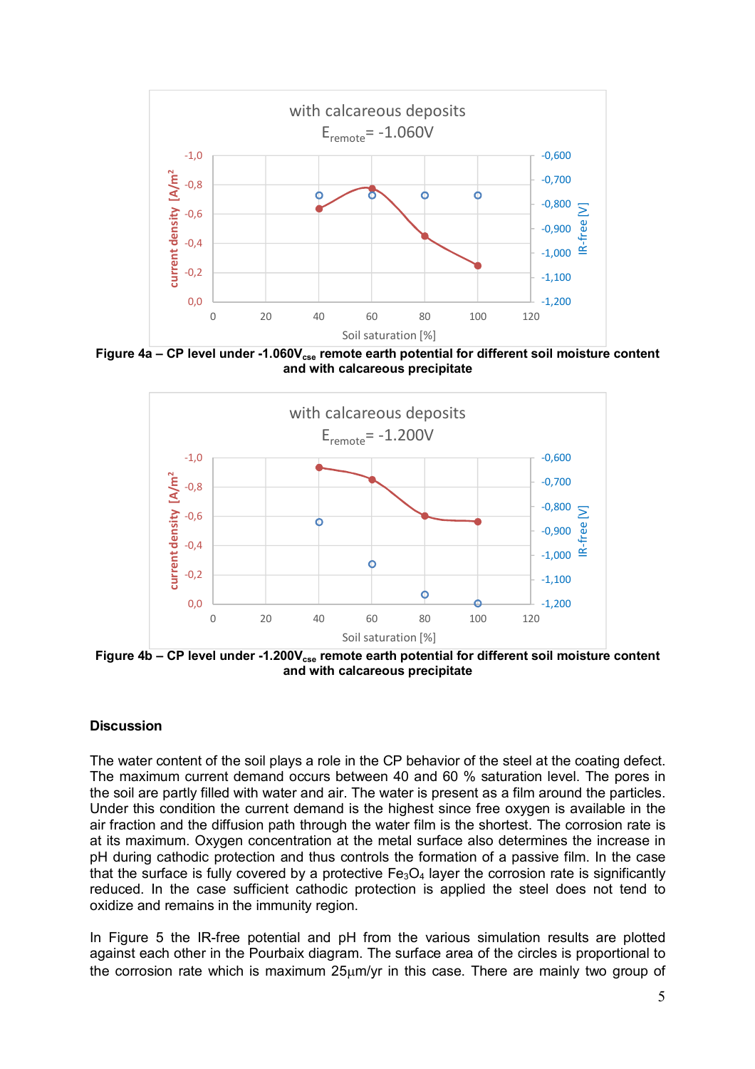with calcareous deposits

$E_{remote}$= -1.060V

current density [A/m²]

-1,0
-0,8
-0,6
-0,4
-0,2
0,0

IR-free [V]

-0,600
-0,700
-0,800
-0,900
-1,000
-1,100
-1,200

0 20 40 60 80 100 120

Soil saturation [%]

**Figure 4a – CP level under -1.060$V_{cse}$ remote earth potential for different soil moisture content and with calcareous precipitate**

with calcareous deposits

$E_{remote}$= -1.200V

current density [A/m²]

-1,0
-0,8
-0,6
-0,4
-0,2
0,0

IR-free [V]

-0,600
-0,700
-0,800
-0,900
-1,000
-1,100
-1,200

0 20 40 60 80 100 120

Soil saturation [%]

**Figure 4b – CP level under -1.200$V_{cse}$ remote earth potential for different soil moisture content and with calcareous precipitate**

## Discussion

The water content of the soil plays a role in the CP behavior of the steel at the coating defect. The maximum current demand occurs between 40 and 60 % saturation level. The pores in the soil are partly filled with water and air. The water is present as a film around the particles. Under this condition the current demand is the highest since free oxygen is available in the air fraction and the diffusion path through the water film is the shortest. The corrosion rate is at its maximum. Oxygen concentration at the metal surface also determines the increase in pH during cathodic protection and thus controls the formation of a passive film. In the case that the surface is fully covered by a protective $Fe_3O_4$ layer the corrosion rate is significantly reduced. In the case sufficient cathodic protection is applied the steel does not tend to oxidize and remains in the immunity region.

In Figure 5 the IR-free potential and pH from the various simulation results are plotted against each other in the Pourbaix diagram. The surface area of the circles is proportional to the corrosion rate which is maximum 25µm/yr in this case. There are mainly two group of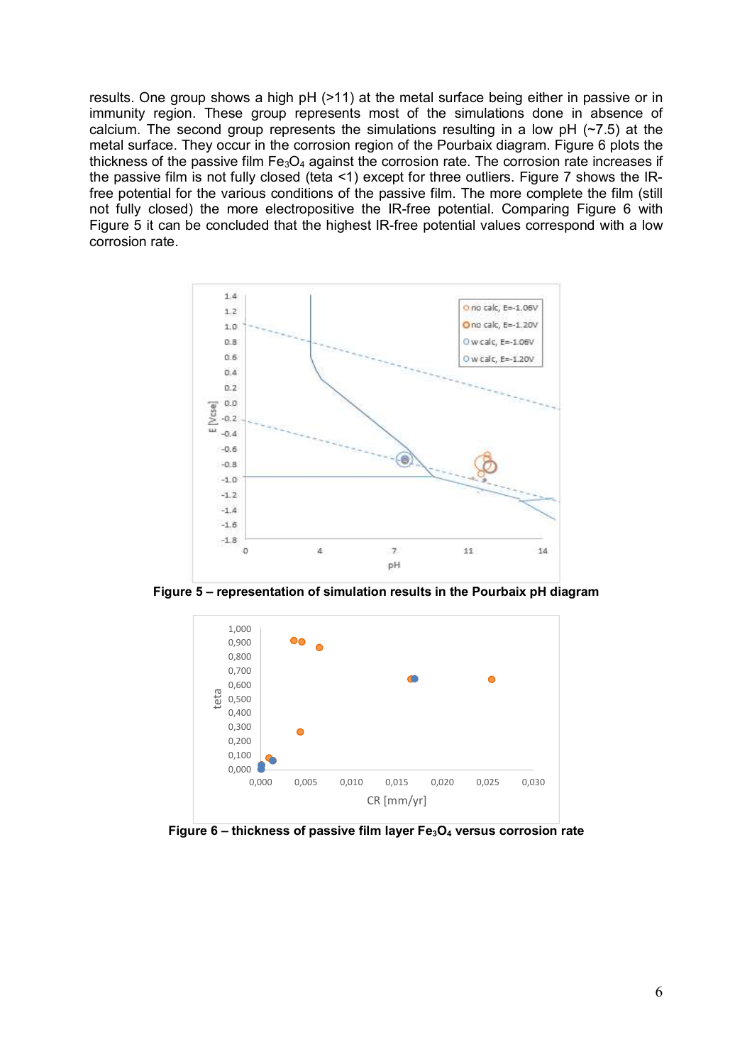results. One group shows a high pH (>11) at the metal surface being either in passive or in immunity region. These group represents most of the simulations done in absence of calcium. The second group represents the simulations resulting in a low pH (~7.5) at the metal surface. They occur in the corrosion region of the Pourbaix diagram. Figure 6 plots the thickness of the passive film $Fe_3O_4$ against the corrosion rate. The corrosion rate increases if the passive film is not fully closed (teta <1) except for three outliers. Figure 7 shows the IR-free potential for the various conditions of the passive film. The more complete the film (still not fully closed) the more electropositive the IR-free potential. Comparing Figure 6 with Figure 5 it can be concluded that the highest IR-free potential values correspond with a low corrosion rate.

E [Vcse]
1.4
1.2
1.0
0.8
0.6
0.4
0.2
0.0
-0.2
-0.4
-0.6
-0.8
-1.0
-1.2
-1.4
-1.6
-1.8
0
4
7
11
14
pH
no calc, E=-1.06V
no calc, E=-1.20V
w calc, E=-1.06V
w calc, E=-1.20V

**Figure 5 – representation of simulation results in the Pourbaix pH diagram**

teta
1,000
0,900
0,800
0,700
0,600
0,500
0,400
0,300
0,200
0,100
0,000
0,000
0,005
0,010
0,015
0,020
0,025
0,030
CR [mm/yr]

**Figure 6 – thickness of passive film layer $Fe_3O_4$ versus corrosion rate**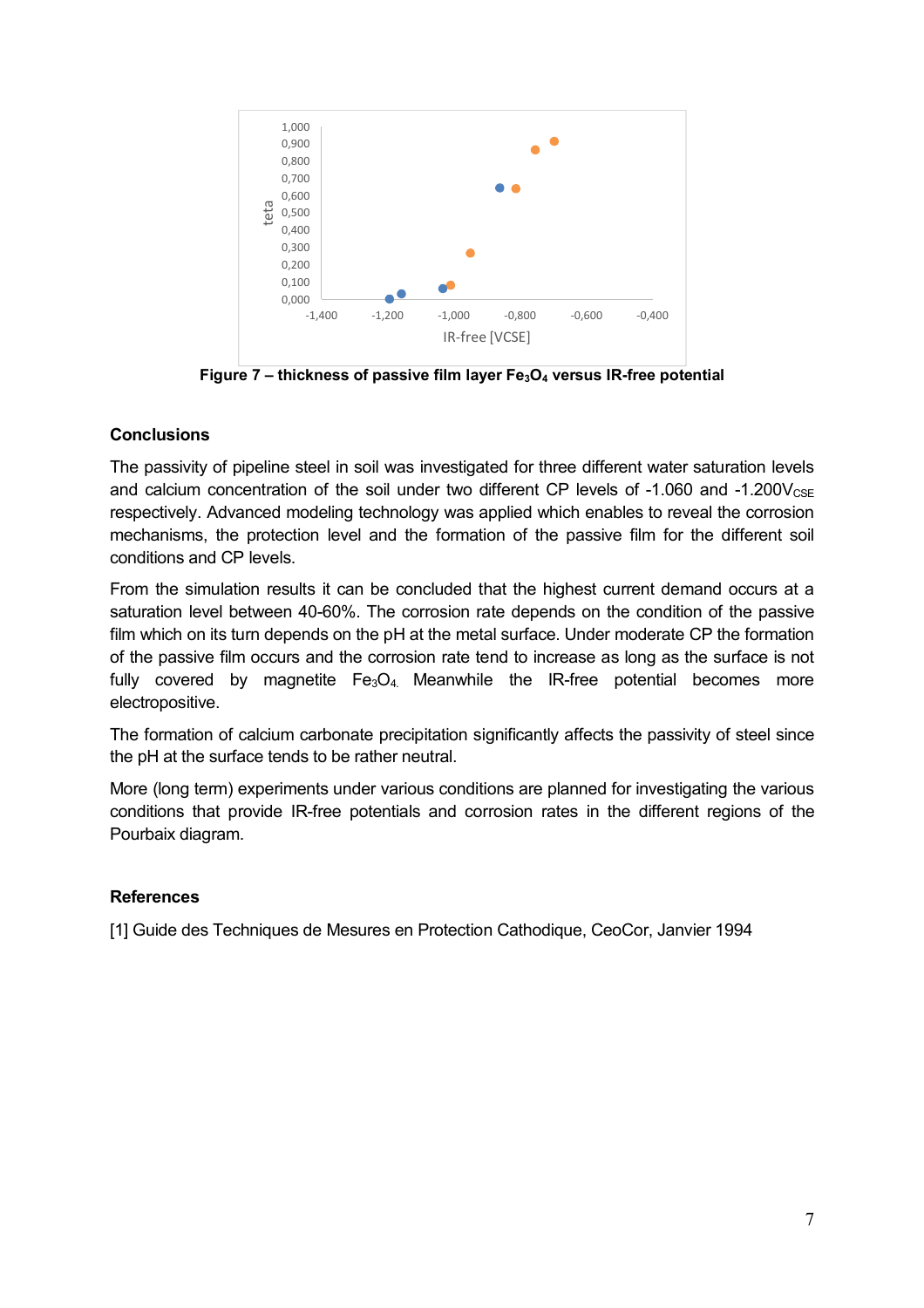1,000
0,900
0,800
0,700
0,600
0,500
0,400
0,300
0,200
0,100
0,000

teta

-1,400 -1,200 -1,000 -0,800 -0,600 -0,400

IR-free [VCSE]

**Figure 7 – thickness of passive film layer $Fe_3O_4$ versus IR-free potential**

### Conclusions

The passivity of pipeline steel in soil was investigated for three different water saturation levels and calcium concentration of the soil under two different CP levels of -1.060 and -1.200$V_{CSE}$ respectively. Advanced modeling technology was applied which enables to reveal the corrosion mechanisms, the protection level and the formation of the passive film for the different soil conditions and CP levels.

From the simulation results it can be concluded that the highest current demand occurs at a saturation level between 40-60%. The corrosion rate depends on the condition of the passive film which on its turn depends on the pH at the metal surface. Under moderate CP the formation of the passive film occurs and the corrosion rate tend to increase as long as the surface is not fully covered by magnetite $Fe_3O_4$. Meanwhile the IR-free potential becomes more electropositive.

The formation of calcium carbonate precipitation significantly affects the passivity of steel since the pH at the surface tends to be rather neutral.

More (long term) experiments under various conditions are planned for investigating the various conditions that provide IR-free potentials and corrosion rates in the different regions of the Pourbaix diagram.

### References

[1] Guide des Techniques de Mesures en Protection Cathodique, CeoCor, Janvier 1994